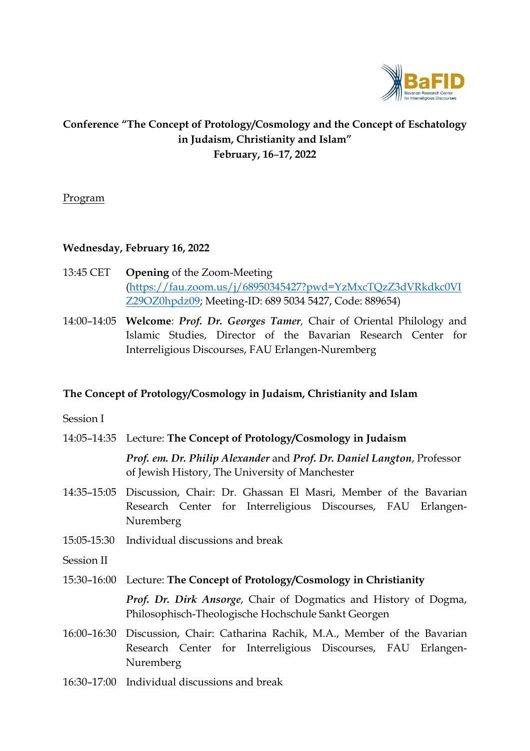**Conference "The Concept of Protology/Cosmology and the Concept of Eschatology in Judaism, Christianity and Islam"**
**February, 16–17, 2022**

Program

**Wednesday, February 16, 2022**

13:45 CET **Opening** of the Zoom-Meeting (https://fau.zoom.us/j/68950345427?pwd=YzMxcTQzZ3dVRkdkc0VIZ29OZ0hpdz09; Meeting-ID: 689 5034 5427, Code: 889654)

14:00–14:05 **Welcome**: ***Prof. Dr. Georges Tamer***, Chair of Oriental Philology and Islamic Studies, Director of the Bavarian Research Center for Interreligious Discourses, FAU Erlangen-Nuremberg

**The Concept of Protology/Cosmology in Judaism, Christianity and Islam**

Session I

14:05–14:35 Lecture: **The Concept of Protology/Cosmology in Judaism**

***Prof. em. Dr. Philip Alexander*** and ***Prof. Dr. Daniel Langton***, Professor of Jewish History, The University of Manchester

14:35–15:05 Discussion, Chair: Dr. Ghassan El Masri, Member of the Bavarian Research Center for Interreligious Discourses, FAU Erlangen-Nuremberg

15:05-15:30 Individual discussions and break

Session II

15:30–16:00 Lecture: **The Concept of Protology/Cosmology in Christianity**

***Prof. Dr. Dirk Ansorge***, Chair of Dogmatics and History of Dogma, Philosophisch-Theologische Hochschule Sankt Georgen

16:00–16:30 Discussion, Chair: Catharina Rachik, M.A., Member of the Bavarian Research Center for Interreligious Discourses, FAU Erlangen-Nuremberg

16:30–17:00 Individual discussions and break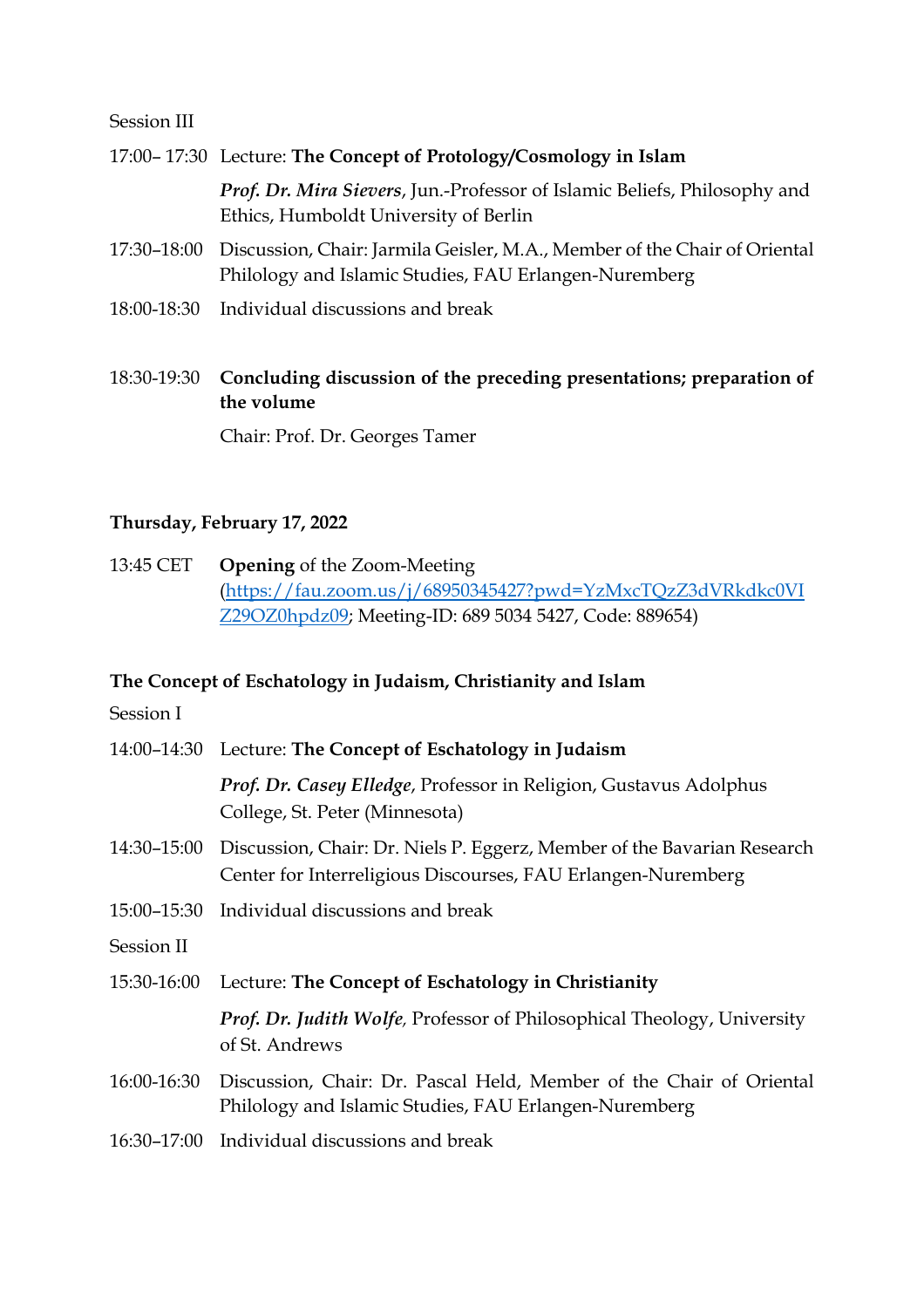Session III

17:00– 17:30 Lecture: **The Concept of Protology/Cosmology in Islam**

***Prof. Dr. Mira Sievers***, Jun.-Professor of Islamic Beliefs, Philosophy and Ethics, Humboldt University of Berlin

17:30–18:00 Discussion, Chair: Jarmila Geisler, M.A., Member of the Chair of Oriental Philology and Islamic Studies, FAU Erlangen-Nuremberg

18:00-18:30 Individual discussions and break

18:30-19:30 **Concluding discussion of the preceding presentations; preparation of the volume**

Chair: Prof. Dr. Georges Tamer

**Thursday, February 17, 2022**

13:45 CET **Opening** of the Zoom-Meeting (https://fau.zoom.us/j/68950345427?pwd=YzMxcTQzZ3dVRkdkc0VIZ29OZ0hpdz09; Meeting-ID: 689 5034 5427, Code: 889654)

**The Concept of Eschatology in Judaism, Christianity and Islam**

Session I

14:00–14:30 Lecture: **The Concept of Eschatology in Judaism**

***Prof. Dr. Casey Elledge***, Professor in Religion, Gustavus Adolphus College, St. Peter (Minnesota)

14:30–15:00 Discussion, Chair: Dr. Niels P. Eggerz, Member of the Bavarian Research Center for Interreligious Discourses, FAU Erlangen-Nuremberg

15:00–15:30 Individual discussions and break

Session II

15:30-16:00 Lecture: **The Concept of Eschatology in Christianity**

***Prof. Dr. Judith Wolfe,*** Professor of Philosophical Theology, University of St. Andrews

16:00-16:30 Discussion, Chair: Dr. Pascal Held, Member of the Chair of Oriental Philology and Islamic Studies, FAU Erlangen-Nuremberg

16:30–17:00 Individual discussions and break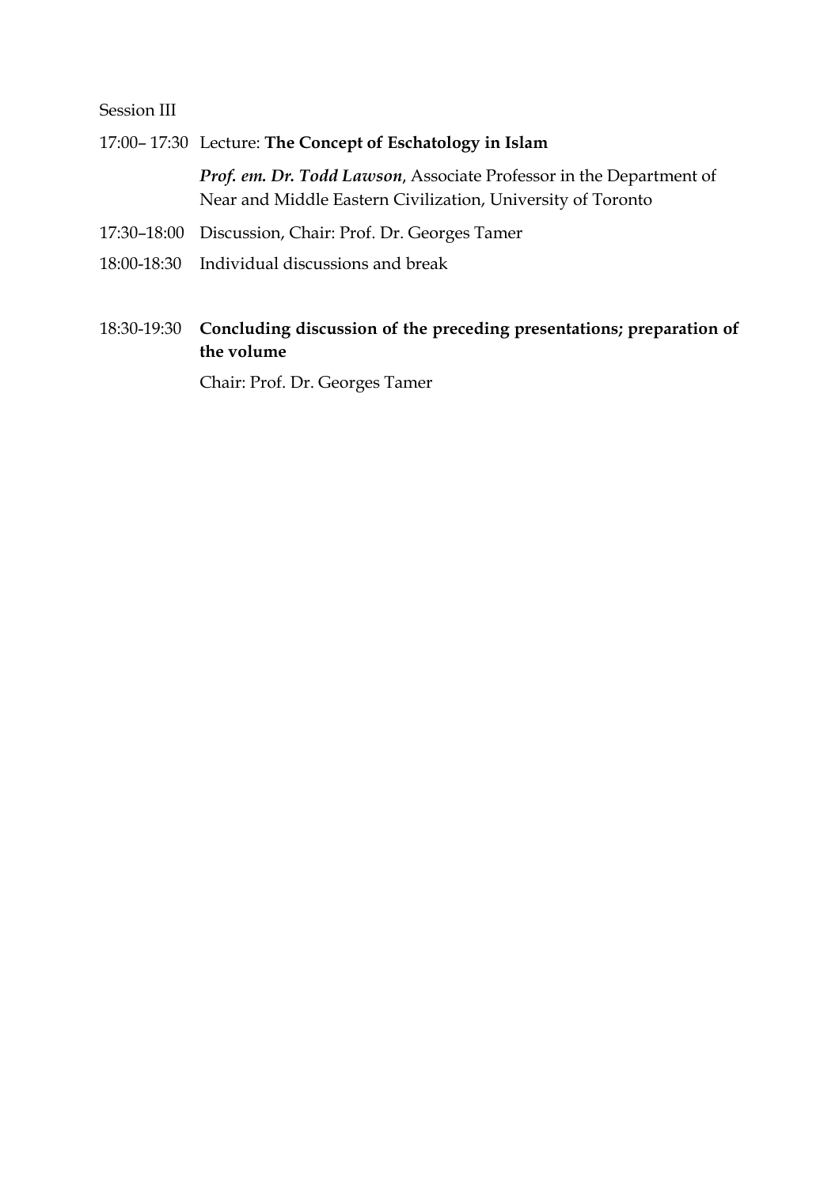Session III

17:00– 17:30 Lecture: **The Concept of Eschatology in Islam**

***Prof. em. Dr. Todd Lawson***, Associate Professor in the Department of Near and Middle Eastern Civilization, University of Toronto

17:30–18:00 Discussion, Chair: Prof. Dr. Georges Tamer

18:00-18:30 Individual discussions and break

18:30-19:30 **Concluding discussion of the preceding presentations; preparation of the volume**

Chair: Prof. Dr. Georges Tamer